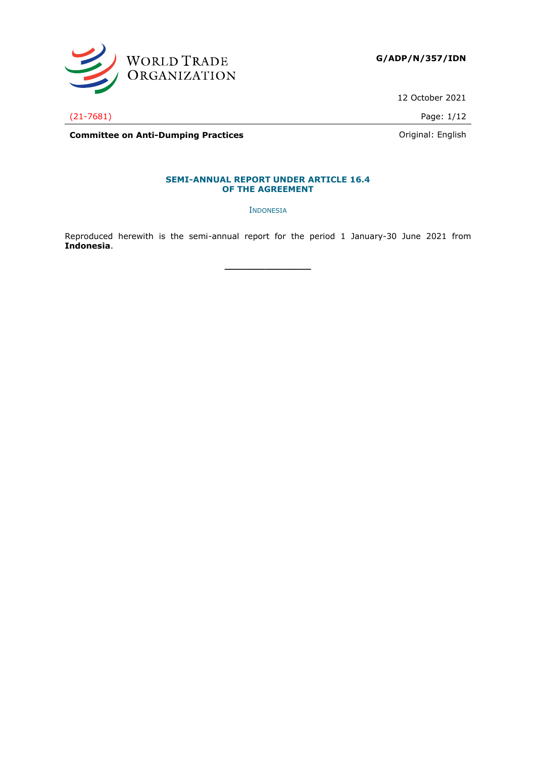**G/ADP/N/357/IDN**

12 October 2021

(21-7681)

**Committee on Anti-Dumping Practices**

Original: English

## SEMI-ANNUAL REPORT UNDER ARTICLE 16.4 OF THE AGREEMENT

INDONESIA

Reproduced herewith is the semi-annual report for the period 1 January-30 June 2021 from **Indonesia**.

\_\_\_\_\_\_\_\_\_\_\_\_\_\_\_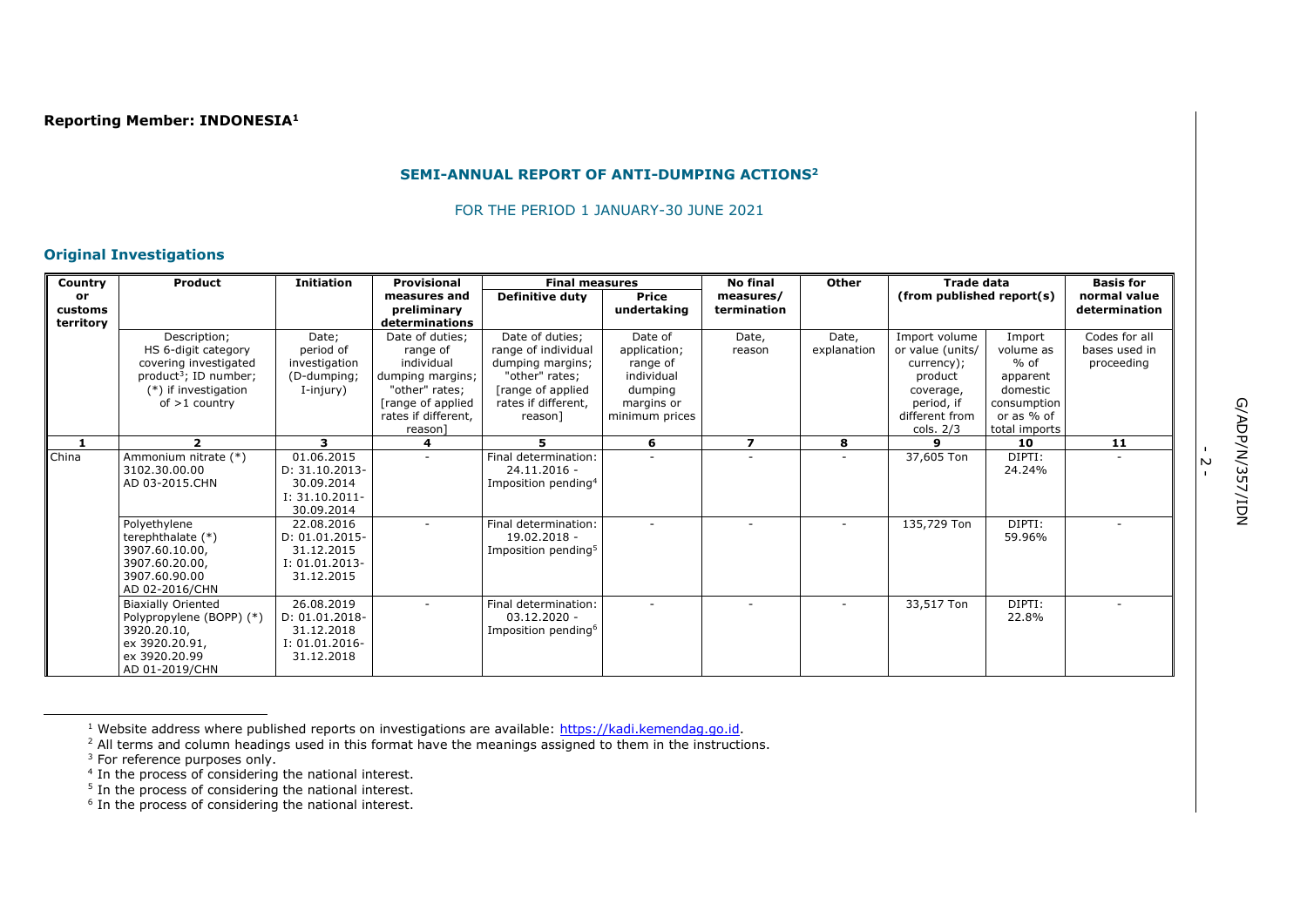**Reporting Member: INDONESIA[1]**

## SEMI-ANNUAL REPORT OF ANTI-DUMPING ACTIONS[2]

FOR THE PERIOD 1 JANUARY-30 JUNE 2021

### Original Investigations

| Country or customs territory | Product | Initiation | Provisional measures and preliminary determinations | Final measures | | No final measures/ termination | Other | Trade data (from published report(s)) | | Basis for normal value determination |
|---|---|---|---|---|---|---|---|---|---|---|
| | | | | Definitive duty | Price undertaking | | | | | |
| | Description; HS 6-digit category covering investigated product[3]; ID number; (*) if investigation of >1 country | Date; period of investigation (D-dumping; I-injury) | Date of duties; range of individual dumping margins; "other" rates; [range of applied rates if different, reason] | Date of duties; range of individual dumping margins; "other" rates; [range of applied rates if different, reason] | Date of application; range of individual dumping margins or minimum prices | Date, reason | Date, explanation | Import volume or value (units/ currency); product coverage, period, if different from cols. 2/3 | Import volume as % of apparent domestic consumption or as % of total imports | Codes for all bases used in proceeding |
| 1 | 2 | 3 | 4 | 5 | 6 | 7 | 8 | 9 | 10 | 11 |
| China | Ammonium nitrate (*) 3102.30.00.00 AD 03-2015.CHN | 01.06.2015 D: 31.10.2013-30.09.2014 I: 31.10.2011-30.09.2014 | - | Final determination: 24.11.2016 - Imposition pending[4] | - | - | - | 37,605 Ton | DIPTI: 24.24% | - |
| | Polyethylene terephthalate (*) 3907.60.10.00, 3907.60.20.00, 3907.60.90.00 AD 02-2016/CHN | 22.08.2016 D: 01.01.2015-31.12.2015 I: 01.01.2013-31.12.2015 | - | Final determination: 19.02.2018 - Imposition pending[5] | - | - | - | 135,729 Ton | DIPTI: 59.96% | - |
| | Biaxially Oriented Polypropylene (BOPP) (*) 3920.20.10, ex 3920.20.91, ex 3920.20.99 AD 01-2019/CHN | 26.08.2019 D: 01.01.2018-31.12.2018 I: 01.01.2016-31.12.2018 | - | Final determination: 03.12.2020 - Imposition pending[6] | - | - | - | 33,517 Ton | DIPTI: 22.8% | - |

[1] Website address where published reports on investigations are available: https://kadi.kemendag.go.id.
[2] All terms and column headings used in this format have the meanings assigned to them in the instructions.
[3] For reference purposes only.
[4] In the process of considering the national interest.
[5] In the process of considering the national interest.
[6] In the process of considering the national interest.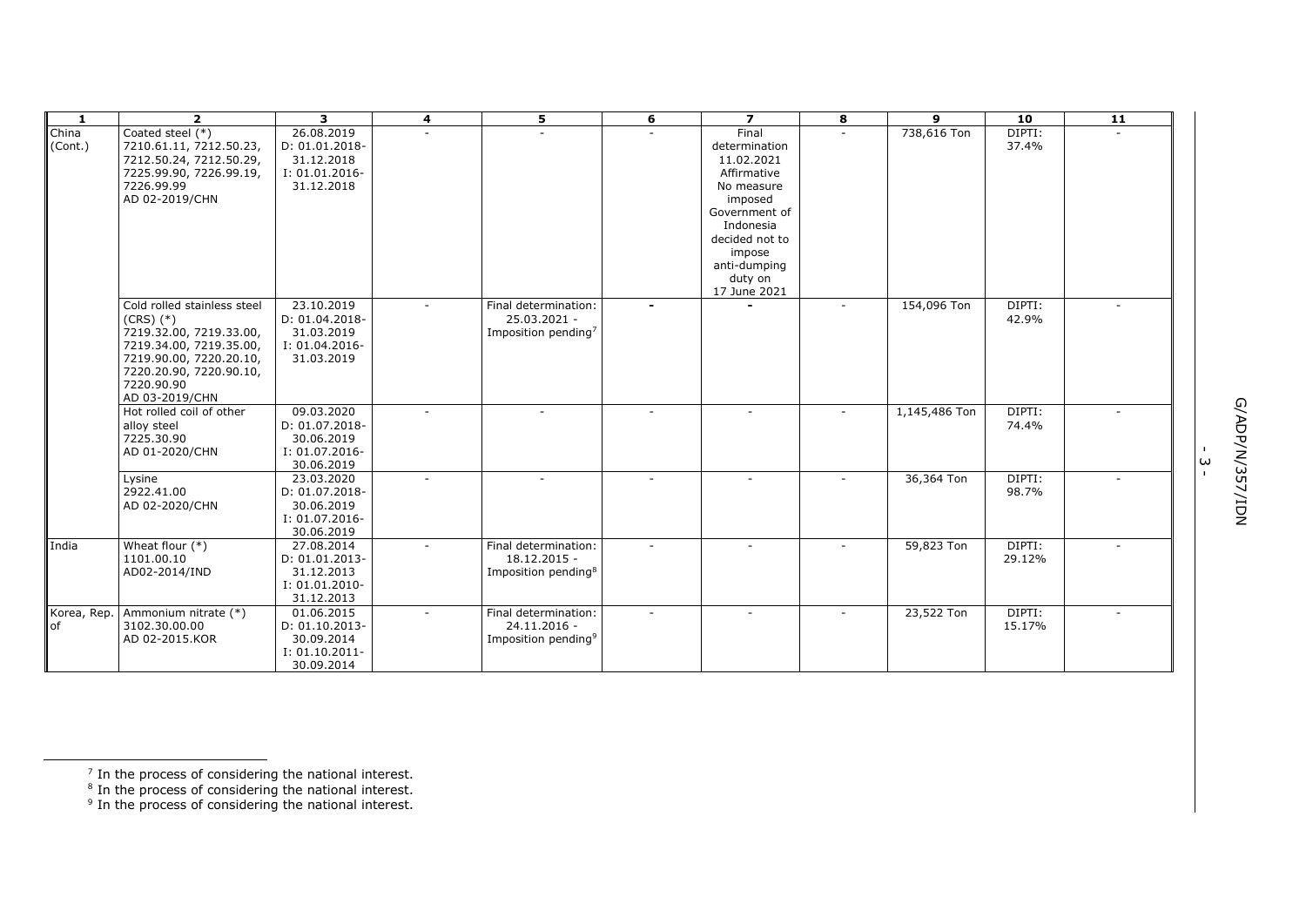| 1 | 2 | 3 | 4 | 5 | 6 | 7 | 8 | 9 | 10 | 11 |
|---|---|---|---|---|---|---|---|---|---|---|
| China (Cont.) | Coated steel (*) 7210.61.11, 7212.50.23, 7212.50.24, 7212.50.29, 7225.99.90, 7226.99.19, 7226.99.99 AD 02-2019/CHN | 26.08.2019 D: 01.01.2018-31.12.2018 I: 01.01.2016-31.12.2018 | - | - | - | Final determination 11.02.2021 Affirmative No measure imposed Government of Indonesia decided not to impose anti-dumping duty on 17 June 2021 | - | 738,616 Ton | DIPTI: 37.4% | - |
| | Cold rolled stainless steel (CRS) (*) 7219.32.00, 7219.33.00, 7219.34.00, 7219.35.00, 7219.90.00, 7220.20.10, 7220.20.90, 7220.90.10, 7220.90.90 AD 03-2019/CHN | 23.10.2019 D: 01.04.2018-31.03.2019 I: 01.04.2016-31.03.2019 | - | Final determination: 25.03.2021 - Imposition pending[7] | - | - | - | 154,096 Ton | DIPTI: 42.9% | - |
| | Hot rolled coil of other alloy steel 7225.30.90 AD 01-2020/CHN | 09.03.2020 D: 01.07.2018-30.06.2019 I: 01.07.2016-30.06.2019 | - | - | - | - | - | 1,145,486 Ton | DIPTI: 74.4% | - |
| | Lysine 2922.41.00 AD 02-2020/CHN | 23.03.2020 D: 01.07.2018-30.06.2019 I: 01.07.2016-30.06.2019 | - | - | - | - | - | 36,364 Ton | DIPTI: 98.7% | - |
| India | Wheat flour (*) 1101.00.10 AD02-2014/IND | 27.08.2014 D: 01.01.2013-31.12.2013 I: 01.01.2010-31.12.2013 | - | Final determination: 18.12.2015 - Imposition pending[8] | - | - | - | 59,823 Ton | DIPTI: 29.12% | - |
| Korea, Rep. of | Ammonium nitrate (*) 3102.30.00.00 AD 02-2015.KOR | 01.06.2015 D: 01.10.2013-30.09.2014 I: 01.10.2011-30.09.2014 | - | Final determination: 24.11.2016 - Imposition pending[9] | - | - | - | 23,522 Ton | DIPTI: 15.17% | - |

[7] In the process of considering the national interest.
[8] In the process of considering the national interest.
[9] In the process of considering the national interest.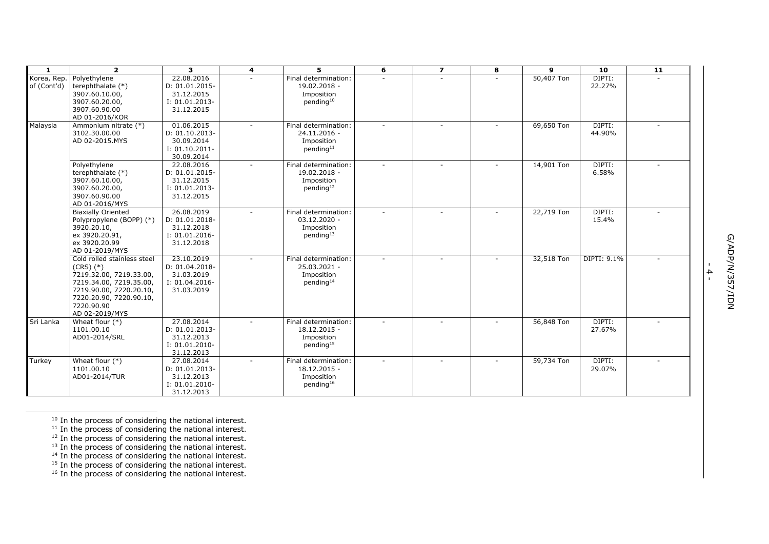| 1 | 2 | 3 | 4 | 5 | 6 | 7 | 8 | 9 | 10 | 11 |
|---|---|---|---|---|---|---|---|---|---|---|
| Korea, Rep. of (Cont'd) | Polyethylene terephthalate (*) 3907.60.10.00, 3907.60.20.00, 3907.60.90.00 AD 01-2016/KOR | 22.08.2016 D: 01.01.2015-31.12.2015 I: 01.01.2013-31.12.2015 | - | Final determination: 19.02.2018 - Imposition pending[10] | - | - | - | 50,407 Ton | DIPTI: 22.27% | - |
| Malaysia | Ammonium nitrate (*) 3102.30.00.00 AD 02-2015.MYS | 01.06.2015 D: 01.10.2013-30.09.2014 I: 01.10.2011-30.09.2014 | - | Final determination: 24.11.2016 - Imposition pending[11] | - | - | - | 69,650 Ton | DIPTI: 44.90% | - |
| | Polyethylene terephthalate (*) 3907.60.10.00, 3907.60.20.00, 3907.60.90.00 AD 01-2016/MYS | 22.08.2016 D: 01.01.2015-31.12.2015 I: 01.01.2013-31.12.2015 | - | Final determination: 19.02.2018 - Imposition pending[12] | - | - | - | 14,901 Ton | DIPTI: 6.58% | - |
| | Biaxially Oriented Polypropylene (BOPP) (*) 3920.20.10, ex 3920.20.91, ex 3920.20.99 AD 01-2019/MYS | 26.08.2019 D: 01.01.2018-31.12.2018 I: 01.01.2016-31.12.2018 | - | Final determination: 03.12.2020 - Imposition pending[13] | - | - | - | 22,719 Ton | DIPTI: 15.4% | - |
| | Cold rolled stainless steel (CRS) (*) 7219.32.00, 7219.33.00, 7219.34.00, 7219.35.00, 7219.90.00, 7220.20.10, 7220.20.90, 7220.90.10, 7220.90.90 AD 02-2019/MYS | 23.10.2019 D: 01.04.2018-31.03.2019 I: 01.04.2016-31.03.2019 | - | Final determination: 25.03.2021 - Imposition pending[14] | - | - | - | 32,518 Ton | DIPTI: 9.1% | - |
| Sri Lanka | Wheat flour (*) 1101.00.10 AD01-2014/SRL | 27.08.2014 D: 01.01.2013-31.12.2013 I: 01.01.2010-31.12.2013 | - | Final determination: 18.12.2015 - Imposition pending[15] | - | - | - | 56,848 Ton | DIPTI: 27.67% | - |
| Turkey | Wheat flour (*) 1101.00.10 AD01-2014/TUR | 27.08.2014 D: 01.01.2013-31.12.2013 I: 01.01.2010-31.12.2013 | - | Final determination: 18.12.2015 - Imposition pending[16] | - | - | - | 59,734 Ton | DIPTI: 29.07% | - |

[10] In the process of considering the national interest.
[11] In the process of considering the national interest.
[12] In the process of considering the national interest.
[13] In the process of considering the national interest.
[14] In the process of considering the national interest.
[15] In the process of considering the national interest.
[16] In the process of considering the national interest.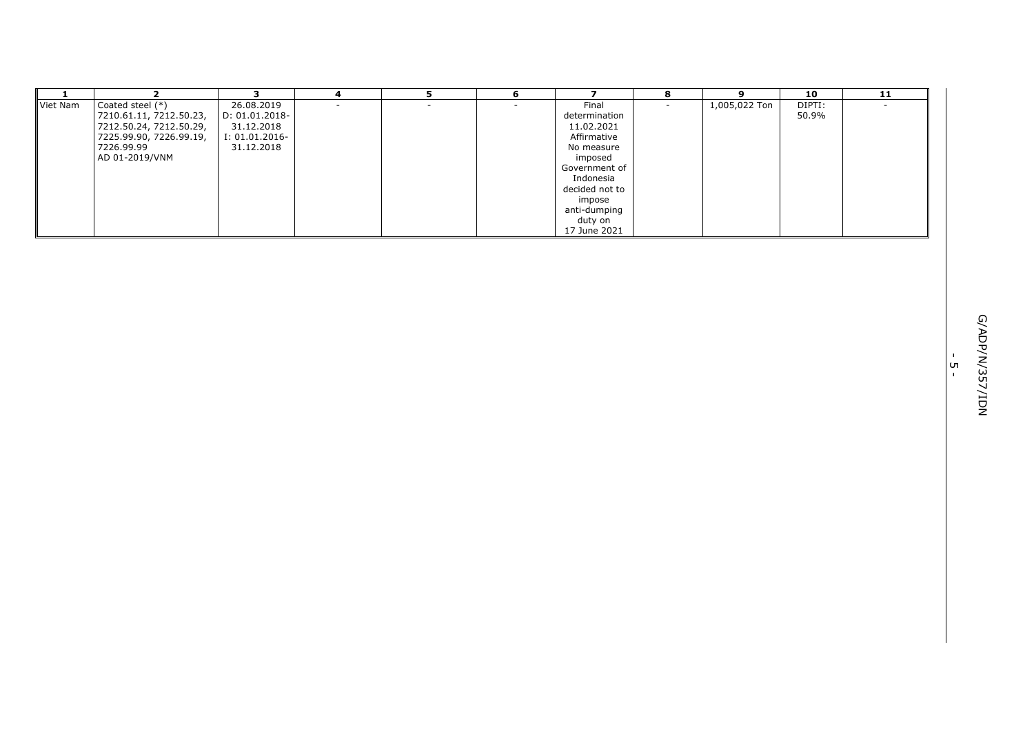| 1 | 2 | 3 | 4 | 5 | 6 | 7 | 8 | 9 | 10 | 11 |
|---|---|---|---|---|---|---|---|---|---|---|
| Viet Nam | Coated steel (*) 7210.61.11, 7212.50.23, 7212.50.24, 7212.50.29, 7225.99.90, 7226.99.19, 7226.99.99 AD 01-2019/VNM | 26.08.2019 D: 01.01.2018-31.12.2018 I: 01.01.2016-31.12.2018 | - | - | - | Final determination 11.02.2021 Affirmative No measure imposed Government of Indonesia decided not to impose anti-dumping duty on 17 June 2021 | - | 1,005,022 Ton | DIPTI: 50.9% | - |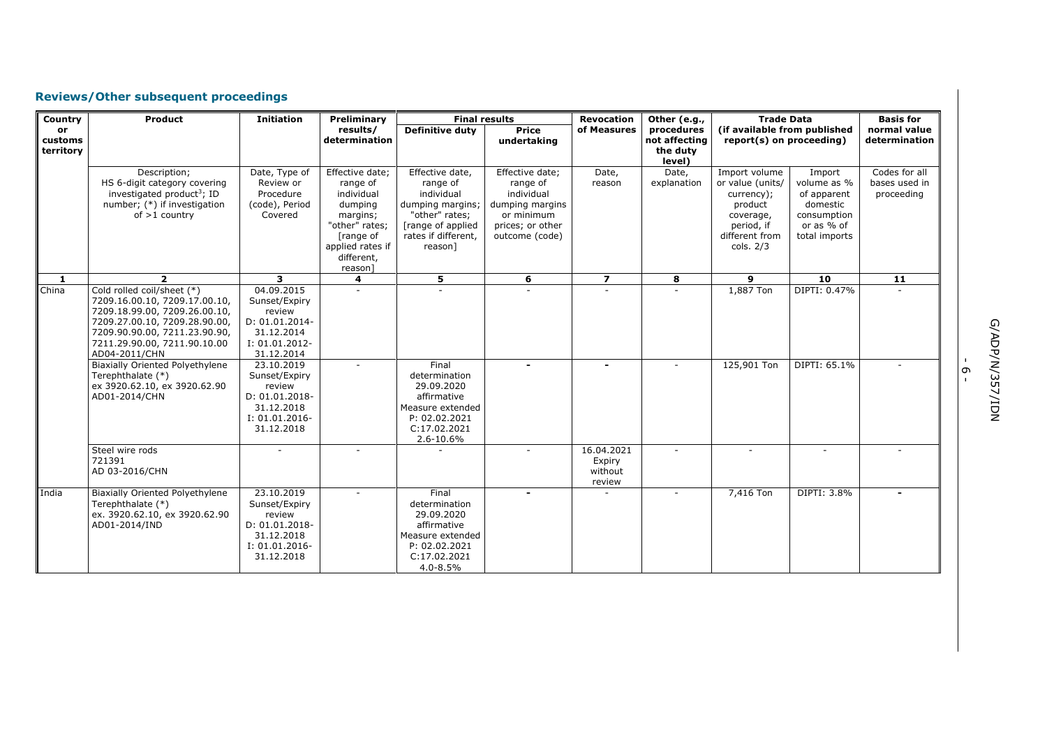## Reviews/Other subsequent proceedings

| Country or customs territory | Product | Initiation | Preliminary results/ determination | Final results | | Revocation of Measures | Other (e.g., procedures not affecting the duty level) | Trade Data (if available from published report(s) on proceeding) | | Basis for normal value determination |
|---|---|---|---|---|---|---|---|---|---|---|
| | | | | Definitive duty | Price undertaking | | | | | |
| | Description; HS 6-digit category covering investigated product[3]; ID number; (*) if investigation of >1 country | Date, Type of Review or Procedure (code), Period Covered | Effective date; range of individual dumping margins; "other" rates; [range of applied rates if different, reason] | Effective date, range of individual dumping margins; "other" rates; [range of applied rates if different, reason] | Effective date; range of individual dumping margins or minimum prices; or other outcome (code) | Date, reason | Date, explanation | Import volume or value (units/ currency); product coverage, period, if different from cols. 2/3 | Import volume as % of apparent domestic consumption or as % of total imports | Codes for all bases used in proceeding |
| **1** | **2** | **3** | **4** | **5** | **6** | **7** | **8** | **9** | **10** | **11** |
| China | Cold rolled coil/sheet (*) 7209.16.00.10, 7209.17.00.10, 7209.18.99.00, 7209.26.00.10, 7209.27.00.10, 7209.28.90.00, 7209.90.90.00, 7211.23.90.90, 7211.29.90.00, 7211.90.10.00 AD04-2011/CHN | 04.09.2015 Sunset/Expiry review D: 01.01.2014-31.12.2014 I: 01.01.2012-31.12.2014 | - | - | - | - | - | 1,887 Ton | DIPTI: 0.47% | - |
| | Biaxially Oriented Polyethylene Terephthalate (*) ex 3920.62.10, ex 3920.62.90 AD01-2014/CHN | 23.10.2019 Sunset/Expiry review D: 01.01.2018-31.12.2018 I: 01.01.2016-31.12.2018 | - | Final determination 29.09.2020 affirmative Measure extended P: 02.02.2021 C:17.02.2021 2.6-10.6% | - | - | - | 125,901 Ton | DIPTI: 65.1% | - |
| | Steel wire rods 721391 AD 03-2016/CHN | - | - | - | - | 16.04.2021 Expiry without review | - | - | - | - |
| India | Biaxially Oriented Polyethylene Terephthalate (*) ex. 3920.62.10, ex 3920.62.90 AD01-2014/IND | 23.10.2019 Sunset/Expiry review D: 01.01.2018-31.12.2018 I: 01.01.2016-31.12.2018 | - | Final determination 29.09.2020 affirmative Measure extended P: 02.02.2021 C:17.02.2021 4.0-8.5% | - | - | - | 7,416 Ton | DIPTI: 3.8% | - |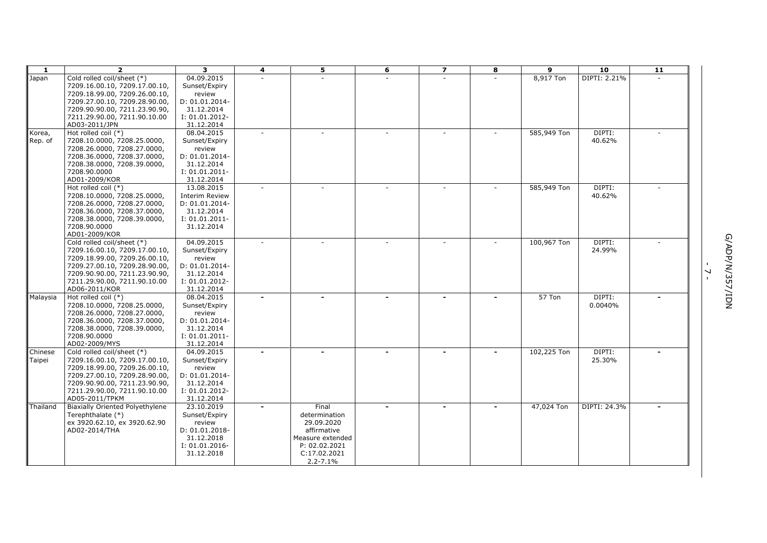| 1 | 2 | 3 | 4 | 5 | 6 | 7 | 8 | 9 | 10 | 11 |
|---|---|---|---|---|---|---|---|---|---|---|
| Japan | Cold rolled coil/sheet (*) 7209.16.00.10, 7209.17.00.10, 7209.18.99.00, 7209.26.00.10, 7209.27.00.10, 7209.28.90.00, 7209.90.90.00, 7211.23.90.90, 7211.29.90.00, 7211.90.10.00 AD03-2011/JPN | 04.09.2015 Sunset/Expiry review D: 01.01.2014-31.12.2014 I: 01.01.2012-31.12.2014 | - | - | - | - | - | 8,917 Ton | DIPTI: 2.21% | - |
| Korea, Rep. of | Hot rolled coil (*) 7208.10.0000, 7208.25.0000, 7208.26.0000, 7208.27.0000, 7208.36.0000, 7208.37.0000, 7208.38.0000, 7208.39.0000, 7208.90.0000 AD01-2009/KOR | 08.04.2015 Sunset/Expiry review D: 01.01.2014-31.12.2014 I: 01.01.2011-31.12.2014 | - | - | - | - | - | 585,949 Ton | DIPTI: 40.62% | - |
| | Hot rolled coil (*) 7208.10.0000, 7208.25.0000, 7208.26.0000, 7208.27.0000, 7208.36.0000, 7208.37.0000, 7208.38.0000, 7208.39.0000, 7208.90.0000 AD01-2009/KOR | 13.08.2015 Interim Review D: 01.01.2014-31.12.2014 I: 01.01.2011-31.12.2014 | - | - | - | - | - | 585,949 Ton | DIPTI: 40.62% | - |
| | Cold rolled coil/sheet (*) 7209.16.00.10, 7209.17.00.10, 7209.18.99.00, 7209.26.00.10, 7209.27.00.10, 7209.28.90.00, 7209.90.90.00, 7211.23.90.90, 7211.29.90.00, 7211.90.10.00 AD06-2011/KOR | 04.09.2015 Sunset/Expiry review D: 01.01.2014-31.12.2014 I: 01.01.2012-31.12.2014 | - | - | - | - | - | 100,967 Ton | DIPTI: 24.99% | - |
| Malaysia | Hot rolled coil (*) 7208.10.0000, 7208.25.0000, 7208.26.0000, 7208.27.0000, 7208.36.0000, 7208.37.0000, 7208.38.0000, 7208.39.0000, 7208.90.0000 AD02-2009/MYS | 08.04.2015 Sunset/Expiry review D: 01.01.2014-31.12.2014 I: 01.01.2011-31.12.2014 | - | - | - | - | - | 57 Ton | DIPTI: 0.0040% | - |
| Chinese Taipei | Cold rolled coil/sheet (*) 7209.16.00.10, 7209.17.00.10, 7209.18.99.00, 7209.26.00.10, 7209.27.00.10, 7209.28.90.00, 7209.90.90.00, 7211.23.90.90, 7211.29.90.00, 7211.90.10.00 AD05-2011/TPKM | 04.09.2015 Sunset/Expiry review D: 01.01.2014-31.12.2014 I: 01.01.2012-31.12.2014 | - | - | - | - | - | 102,225 Ton | DIPTI: 25.30% | - |
| Thailand | Biaxially Oriented Polyethylene Terephthalate (*) ex 3920.62.10, ex 3920.62.90 AD02-2014/THA | 23.10.2019 Sunset/Expiry review D: 01.01.2018-31.12.2018 I: 01.01.2016-31.12.2018 | - | Final determination 29.09.2020 affirmative Measure extended P: 02.02.2021 C:17.02.2021 2.2-7.1% | - | - | - | 47,024 Ton | DIPTI: 24.3% | - |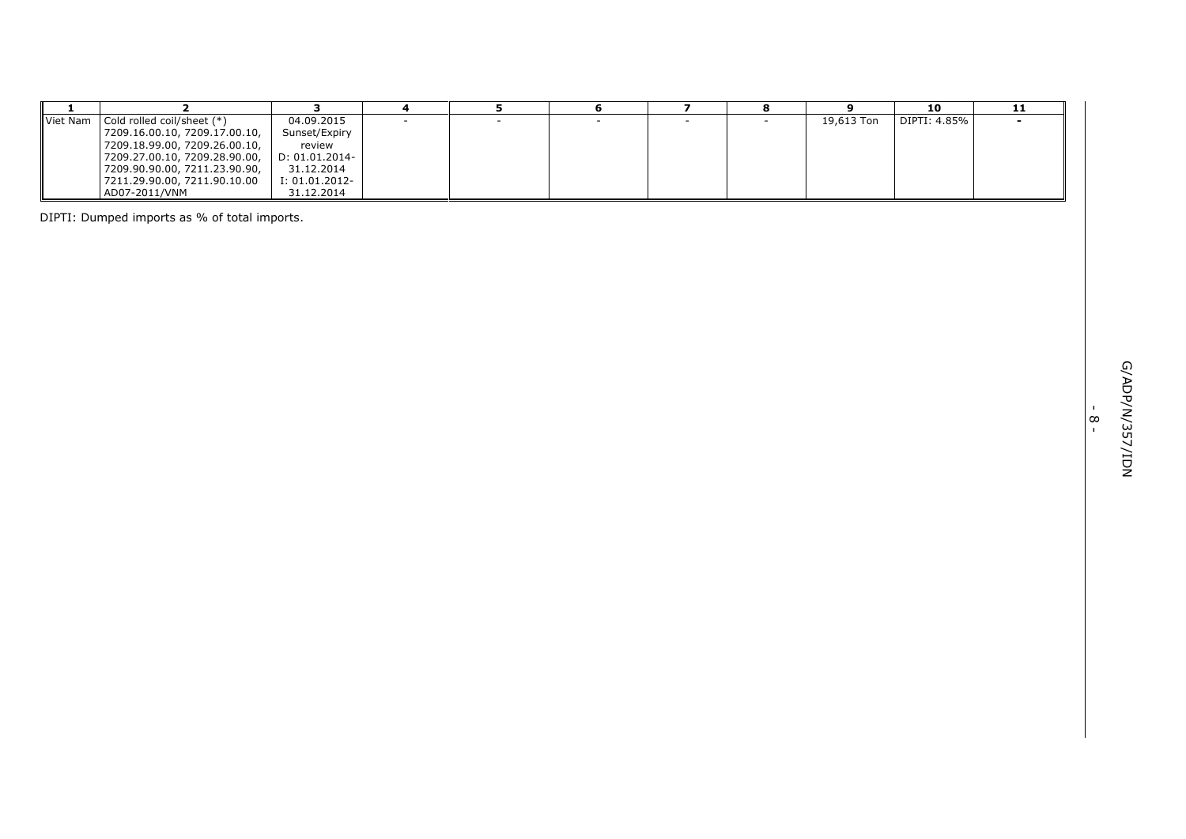| 1 | 2 | 3 | 4 | 5 | 6 | 7 | 8 | 9 | 10 | 11 |
|---|---|---|---|---|---|---|---|---|---|---|
| Viet Nam | Cold rolled coil/sheet (*) 7209.16.00.10, 7209.17.00.10, 7209.18.99.00, 7209.26.00.10, 7209.27.00.10, 7209.28.90.00, 7209.90.90.00, 7211.23.90.90, 7211.29.90.00, 7211.90.10.00 AD07-2011/VNM | 04.09.2015 Sunset/Expiry review D: 01.01.2014-31.12.2014 I: 01.01.2012-31.12.2014 | - | - | - | - | - | 19,613 Ton | DIPTI: 4.85% | - |

DIPTI: Dumped imports as % of total imports.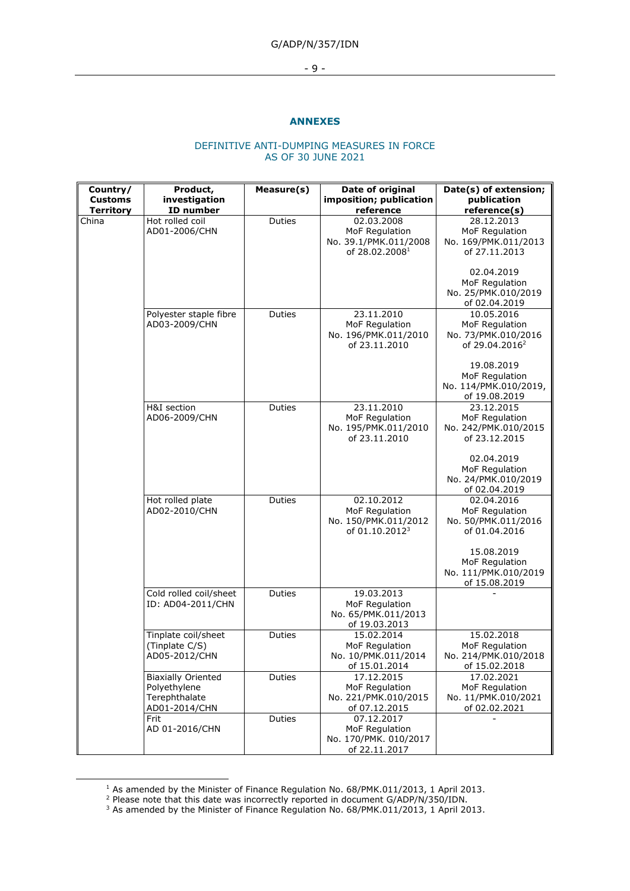## ANNEXES

### DEFINITIVE ANTI-DUMPING MEASURES IN FORCE AS OF 30 JUNE 2021

| Country/ Customs Territory | Product, investigation ID number | Measure(s) | Date of original imposition; publication reference | Date(s) of extension; publication reference(s) |
|---|---|---|---|---|
| China | Hot rolled coil AD01-2006/CHN | Duties | 02.03.2008 MoF Regulation No. 39.1/PMK.011/2008 of 28.02.2008[1] | 28.12.2013 MoF Regulation No. 169/PMK.011/2013 of 27.11.2013<br><br>02.04.2019 MoF Regulation No. 25/PMK.010/2019 of 02.04.2019 |
| | Polyester staple fibre AD03-2009/CHN | Duties | 23.11.2010 MoF Regulation No. 196/PMK.011/2010 of 23.11.2010 | 10.05.2016 MoF Regulation No. 73/PMK.010/2016 of 29.04.2016[2]<br><br>19.08.2019 MoF Regulation No. 114/PMK.010/2019, of 19.08.2019 |
| | H&I section AD06-2009/CHN | Duties | 23.11.2010 MoF Regulation No. 195/PMK.011/2010 of 23.11.2010 | 23.12.2015 MoF Regulation No. 242/PMK.010/2015 of 23.12.2015<br><br>02.04.2019 MoF Regulation No. 24/PMK.010/2019 of 02.04.2019 |
| | Hot rolled plate AD02-2010/CHN | Duties | 02.10.2012 MoF Regulation No. 150/PMK.011/2012 of 01.10.2012[3] | 02.04.2016 MoF Regulation No. 50/PMK.011/2016 of 01.04.2016<br><br>15.08.2019 MoF Regulation No. 111/PMK.010/2019 of 15.08.2019 |
| | Cold rolled coil/sheet ID: AD04-2011/CHN | Duties | 19.03.2013 MoF Regulation No. 65/PMK.011/2013 of 19.03.2013 | - |
| | Tinplate coil/sheet (Tinplate C/S) AD05-2012/CHN | Duties | 15.02.2014 MoF Regulation No. 10/PMK.011/2014 of 15.01.2014 | 15.02.2018 MoF Regulation No. 214/PMK.010/2018 of 15.02.2018 |
| | Biaxially Oriented Polyethylene Terephthalate AD01-2014/CHN | Duties | 17.12.2015 MoF Regulation No. 221/PMK.010/2015 of 07.12.2015 | 17.02.2021 MoF Regulation No. 11/PMK.010/2021 of 02.02.2021 |
| | Frit AD 01-2016/CHN | Duties | 07.12.2017 MoF Regulation No. 170/PMK. 010/2017 of 22.11.2017 | - |

[1] As amended by the Minister of Finance Regulation No. 68/PMK.011/2013, 1 April 2013.

[2] Please note that this date was incorrectly reported in document G/ADP/N/350/IDN.

[3] As amended by the Minister of Finance Regulation No. 68/PMK.011/2013, 1 April 2013.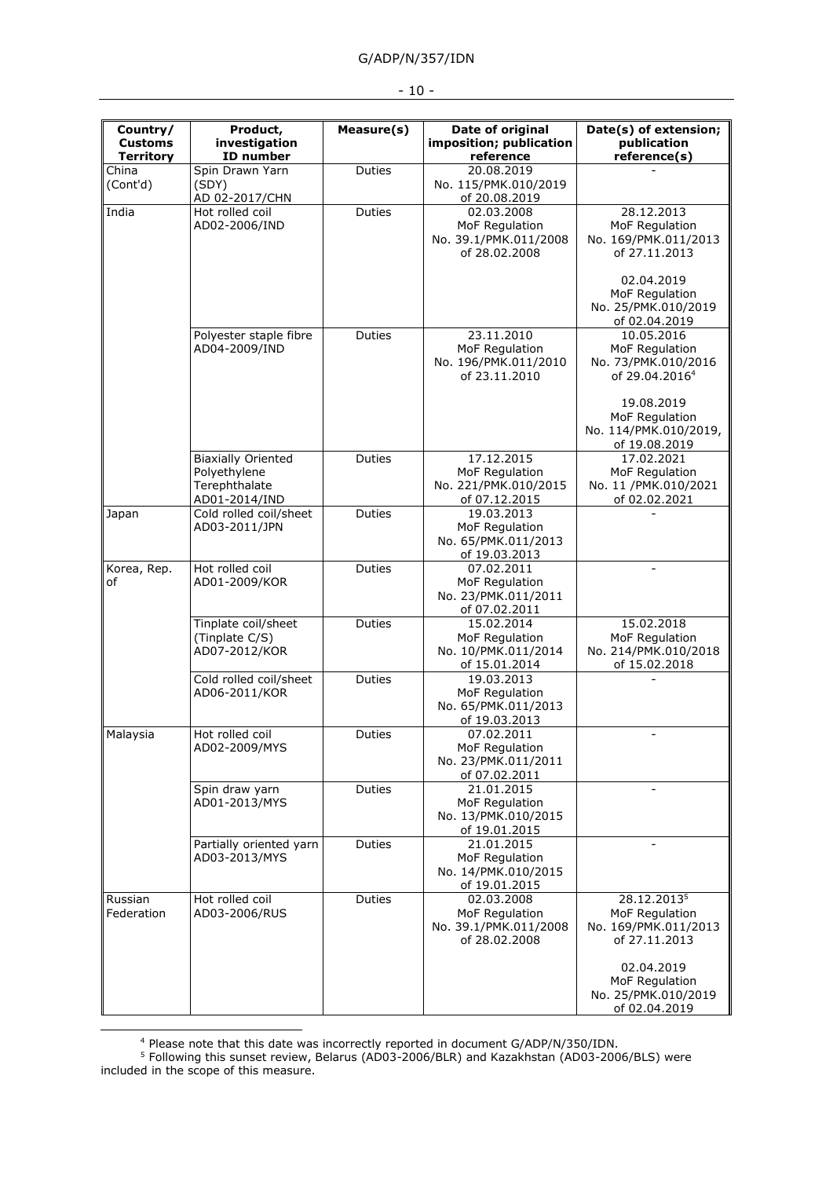| Country/ Customs Territory | Product, investigation ID number | Measure(s) | Date of original imposition; publication reference | Date(s) of extension; publication reference(s) |
|---|---|---|---|---|
| China (Cont'd) | Spin Drawn Yarn (SDY) AD 02-2017/CHN | Duties | 20.08.2019 No. 115/PMK.010/2019 of 20.08.2019 | - |
| India | Hot rolled coil AD02-2006/IND | Duties | 02.03.2008 MoF Regulation No. 39.1/PMK.011/2008 of 28.02.2008 | 28.12.2013 MoF Regulation No. 169/PMK.011/2013 of 27.11.2013<br><br>02.04.2019 MoF Regulation No. 25/PMK.010/2019 of 02.04.2019 |
| | Polyester staple fibre AD04-2009/IND | Duties | 23.11.2010 MoF Regulation No. 196/PMK.011/2010 of 23.11.2010 | 10.05.2016 MoF Regulation No. 73/PMK.010/2016 of 29.04.2016[4]<br><br>19.08.2019 MoF Regulation No. 114/PMK.010/2019, of 19.08.2019 |
| | Biaxially Oriented Polyethylene Terephthalate AD01-2014/IND | Duties | 17.12.2015 MoF Regulation No. 221/PMK.010/2015 of 07.12.2015 | 17.02.2021 MoF Regulation No. 11 /PMK.010/2021 of 02.02.2021 |
| Japan | Cold rolled coil/sheet AD03-2011/JPN | Duties | 19.03.2013 MoF Regulation No. 65/PMK.011/2013 of 19.03.2013 | - |
| Korea, Rep. of | Hot rolled coil AD01-2009/KOR | Duties | 07.02.2011 MoF Regulation No. 23/PMK.011/2011 of 07.02.2011 | - |
| | Tinplate coil/sheet (Tinplate C/S) AD07-2012/KOR | Duties | 15.02.2014 MoF Regulation No. 10/PMK.011/2014 of 15.01.2014 | 15.02.2018 MoF Regulation No. 214/PMK.010/2018 of 15.02.2018 |
| | Cold rolled coil/sheet AD06-2011/KOR | Duties | 19.03.2013 MoF Regulation No. 65/PMK.011/2013 of 19.03.2013 | - |
| Malaysia | Hot rolled coil AD02-2009/MYS | Duties | 07.02.2011 MoF Regulation No. 23/PMK.011/2011 of 07.02.2011 | - |
| | Spin draw yarn AD01-2013/MYS | Duties | 21.01.2015 MoF Regulation No. 13/PMK.010/2015 of 19.01.2015 | - |
| | Partially oriented yarn AD03-2013/MYS | Duties | 21.01.2015 MoF Regulation No. 14/PMK.010/2015 of 19.01.2015 | - |
| Russian Federation | Hot rolled coil AD03-2006/RUS | Duties | 02.03.2008 MoF Regulation No. 39.1/PMK.011/2008 of 28.02.2008 | 28.12.2013[5] MoF Regulation No. 169/PMK.011/2013 of 27.11.2013<br><br>02.04.2019 MoF Regulation No. 25/PMK.010/2019 of 02.04.2019 |

[4] Please note that this date was incorrectly reported in document G/ADP/N/350/IDN.

[5] Following this sunset review, Belarus (AD03-2006/BLR) and Kazakhstan (AD03-2006/BLS) were included in the scope of this measure.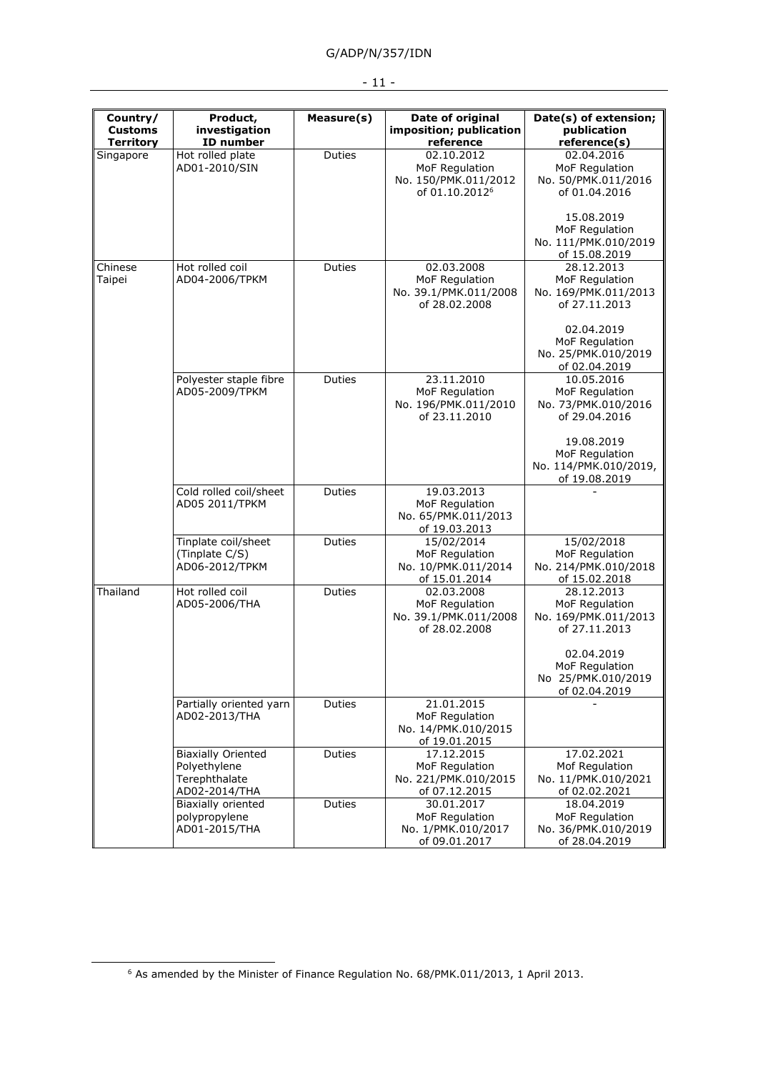| Country/ Customs Territory | Product, investigation ID number | Measure(s) | Date of original imposition; publication reference | Date(s) of extension; publication reference(s) |
|---|---|---|---|---|
| Singapore | Hot rolled plate AD01-2010/SIN | Duties | 02.10.2012 MoF Regulation No. 150/PMK.011/2012 of 01.10.2012[6] | 02.04.2016 MoF Regulation No. 50/PMK.011/2016 of 01.04.2016<br><br>15.08.2019 MoF Regulation No. 111/PMK.010/2019 of 15.08.2019 |
| Chinese Taipei | Hot rolled coil AD04-2006/TPKM | Duties | 02.03.2008 MoF Regulation No. 39.1/PMK.011/2008 of 28.02.2008 | 28.12.2013 MoF Regulation No. 169/PMK.011/2013 of 27.11.2013<br><br>02.04.2019 MoF Regulation No. 25/PMK.010/2019 of 02.04.2019 |
| | Polyester staple fibre AD05-2009/TPKM | Duties | 23.11.2010 MoF Regulation No. 196/PMK.011/2010 of 23.11.2010 | 10.05.2016 MoF Regulation No. 73/PMK.010/2016 of 29.04.2016<br><br>19.08.2019 MoF Regulation No. 114/PMK.010/2019, of 19.08.2019 |
| | Cold rolled coil/sheet AD05 2011/TPKM | Duties | 19.03.2013 MoF Regulation No. 65/PMK.011/2013 of 19.03.2013 | - |
| | Tinplate coil/sheet (Tinplate C/S) AD06-2012/TPKM | Duties | 15/02/2014 MoF Regulation No. 10/PMK.011/2014 of 15.01.2014 | 15/02/2018 MoF Regulation No. 214/PMK.010/2018 of 15.02.2018 |
| Thailand | Hot rolled coil AD05-2006/THA | Duties | 02.03.2008 MoF Regulation No. 39.1/PMK.011/2008 of 28.02.2008 | 28.12.2013 MoF Regulation No. 169/PMK.011/2013 of 27.11.2013<br><br>02.04.2019 MoF Regulation No 25/PMK.010/2019 of 02.04.2019 |
| | Partially oriented yarn AD02-2013/THA | Duties | 21.01.2015 MoF Regulation No. 14/PMK.010/2015 of 19.01.2015 | - |
| | Biaxially Oriented Polyethylene Terephthalate AD02-2014/THA | Duties | 17.12.2015 MoF Regulation No. 221/PMK.010/2015 of 07.12.2015 | 17.02.2021 Mof Regulation No. 11/PMK.010/2021 of 02.02.2021 |
| | Biaxially oriented polypropylene AD01-2015/THA | Duties | 30.01.2017 MoF Regulation No. 1/PMK.010/2017 of 09.01.2017 | 18.04.2019 MoF Regulation No. 36/PMK.010/2019 of 28.04.2019 |

[6] As amended by the Minister of Finance Regulation No. 68/PMK.011/2013, 1 April 2013.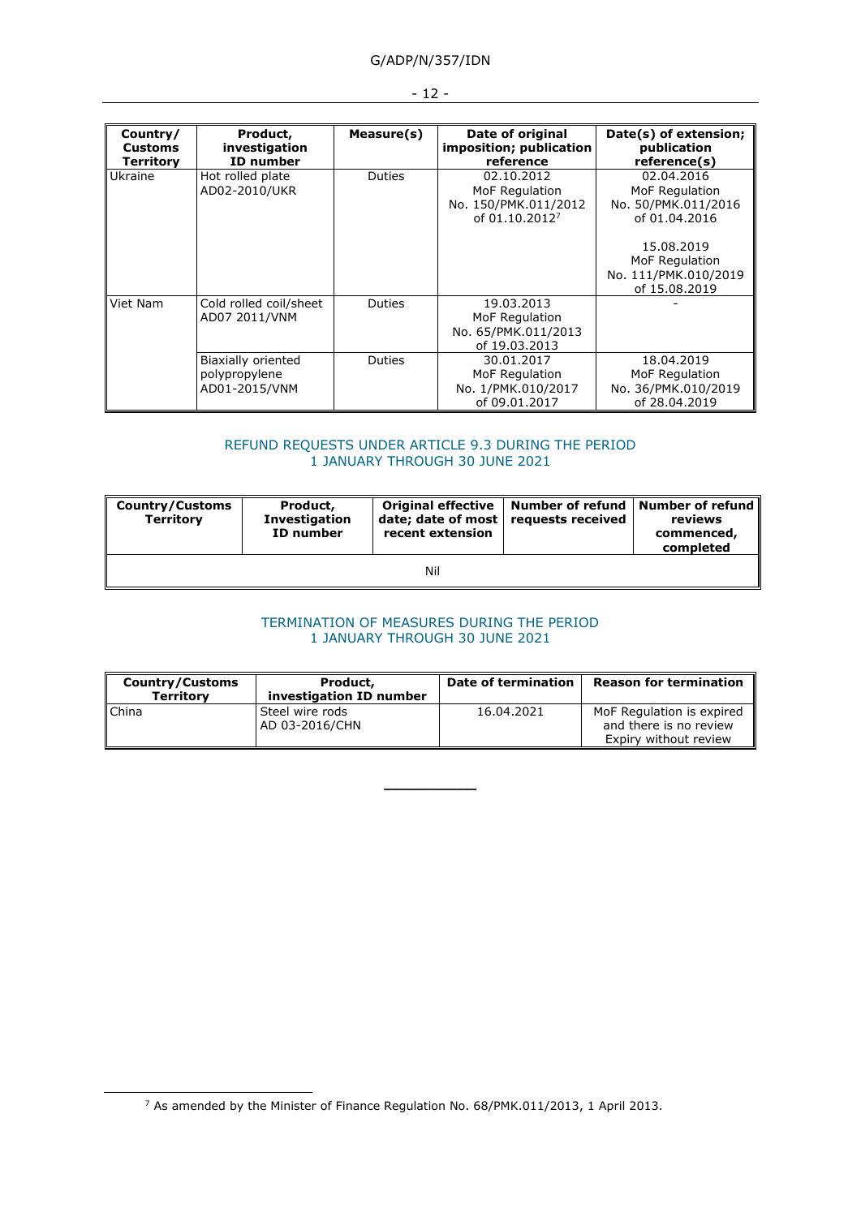| Country/ Customs Territory | Product, investigation ID number | Measure(s) | Date of original imposition; publication reference | Date(s) of extension; publication reference(s) |
|---|---|---|---|---|
| Ukraine | Hot rolled plate AD02-2010/UKR | Duties | 02.10.2012 MoF Regulation No. 150/PMK.011/2012 of 01.10.2012[7] | 02.04.2016 MoF Regulation No. 50/PMK.011/2016 of 01.04.2016<br><br>15.08.2019 MoF Regulation No. 111/PMK.010/2019 of 15.08.2019 |
| Viet Nam | Cold rolled coil/sheet AD07 2011/VNM | Duties | 19.03.2013 MoF Regulation No. 65/PMK.011/2013 of 19.03.2013 | - |
| | Biaxially oriented polypropylene AD01-2015/VNM | Duties | 30.01.2017 MoF Regulation No. 1/PMK.010/2017 of 09.01.2017 | 18.04.2019 MoF Regulation No. 36/PMK.010/2019 of 28.04.2019 |

## REFUND REQUESTS UNDER ARTICLE 9.3 DURING THE PERIOD 1 JANUARY THROUGH 30 JUNE 2021

| Country/Customs Territory | Product, Investigation ID number | Original effective date; date of most recent extension | Number of refund requests received | Number of refund reviews commenced, completed |
|---|---|---|---|---|
| Nil | | | | |

## TERMINATION OF MEASURES DURING THE PERIOD 1 JANUARY THROUGH 30 JUNE 2021

| Country/Customs Territory | Product, investigation ID number | Date of termination | Reason for termination |
|---|---|---|---|
| China | Steel wire rods AD 03-2016/CHN | 16.04.2021 | MoF Regulation is expired and there is no review Expiry without review |

__________

[7] As amended by the Minister of Finance Regulation No. 68/PMK.011/2013, 1 April 2013.